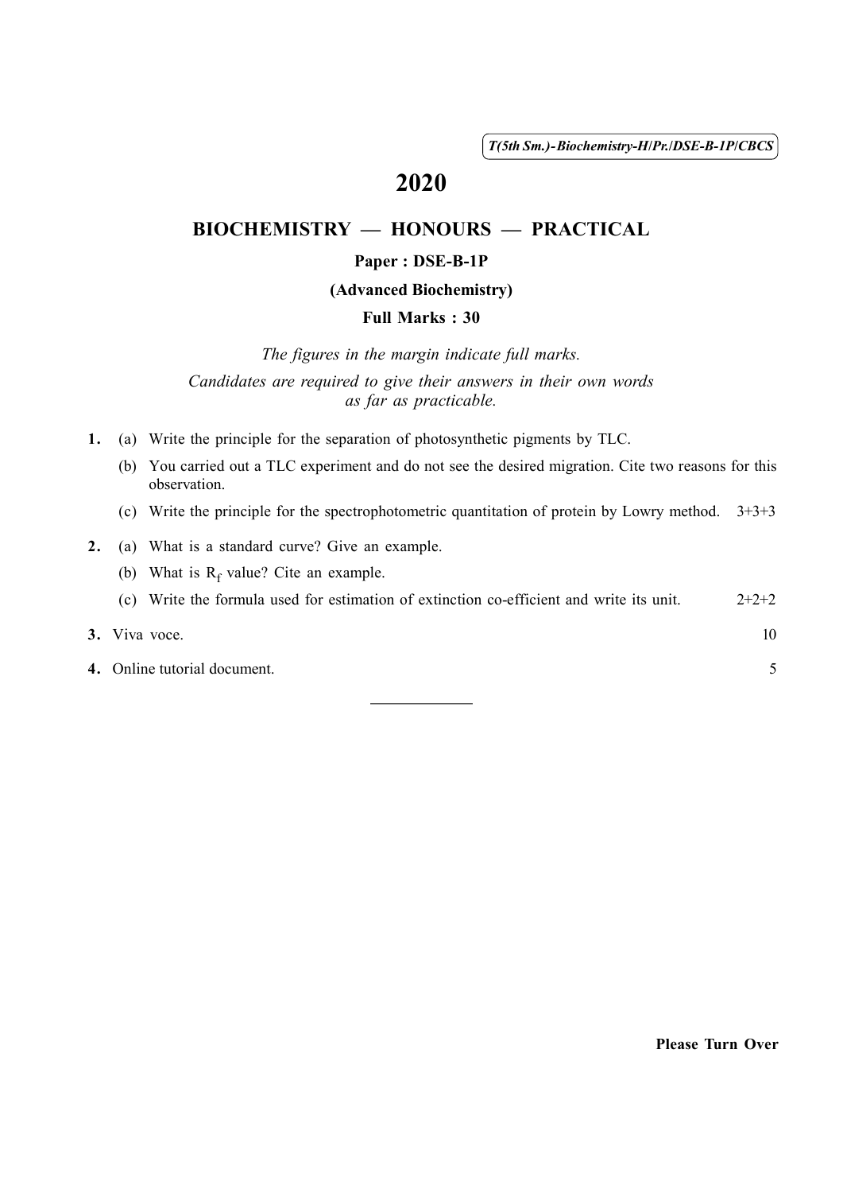T(5th Sm.)-Biochemistry-H/Pr./DSE-B-1P/CBCS

# 2020

## BIOCHEMISTRY — HONOURS — PRACTICAL

**Paper : DSE-B-1P**

**(Advanced Biochemistry)**

**Full Marks : 30**

*The figures in the margin indicate full marks.*

*Candidates are required to give their answers in their own words as far as practicable.*

**1.** (a) Write the principle for the separation of photosynthetic pigments by TLC.

(b) You carried out a TLC experiment and do not see the desired migration. Cite two reasons for this observation.

(c) Write the principle for the spectrophotometric quantitation of protein by Lowry method. 3+3+3

**2.** (a) What is a standard curve? Give an example.

(b) What is $R_f$ value? Cite an example.

(c) Write the formula used for estimation of extinction co-efficient and write its unit. 2+2+2

**3.** Viva voce. 10

**4.** Online tutorial document. 5

**Please Turn Over**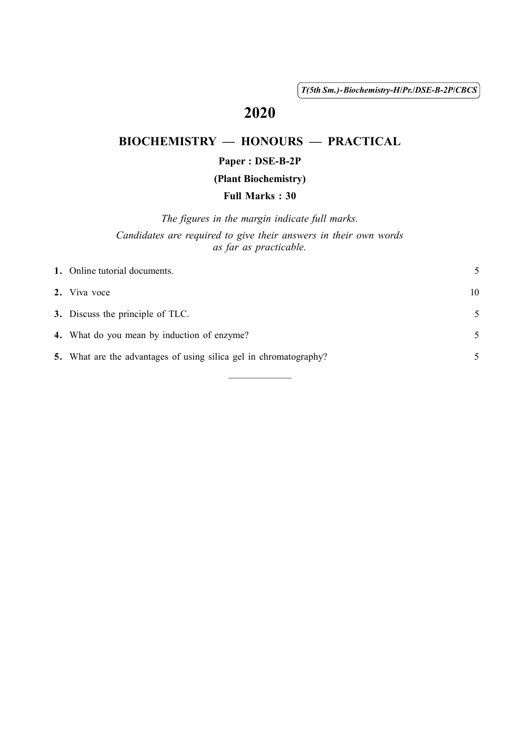T(5th Sm.)-Biochemistry-H/Pr./DSE-B-2P/CBCS

# 2020

## BIOCHEMISTRY — HONOURS — PRACTICAL

**Paper : DSE-B-2P**

**(Plant Biochemistry)**

**Full Marks : 30**

*The figures in the margin indicate full marks.*

*Candidates are required to give their answers in their own words as far as practicable.*

**1.** Online tutorial documents. 5

**2.** Viva voce 10

**3.** Discuss the principle of TLC. 5

**4.** What do you mean by induction of enzyme? 5

**5.** What are the advantages of using silica gel in chromatography? 5